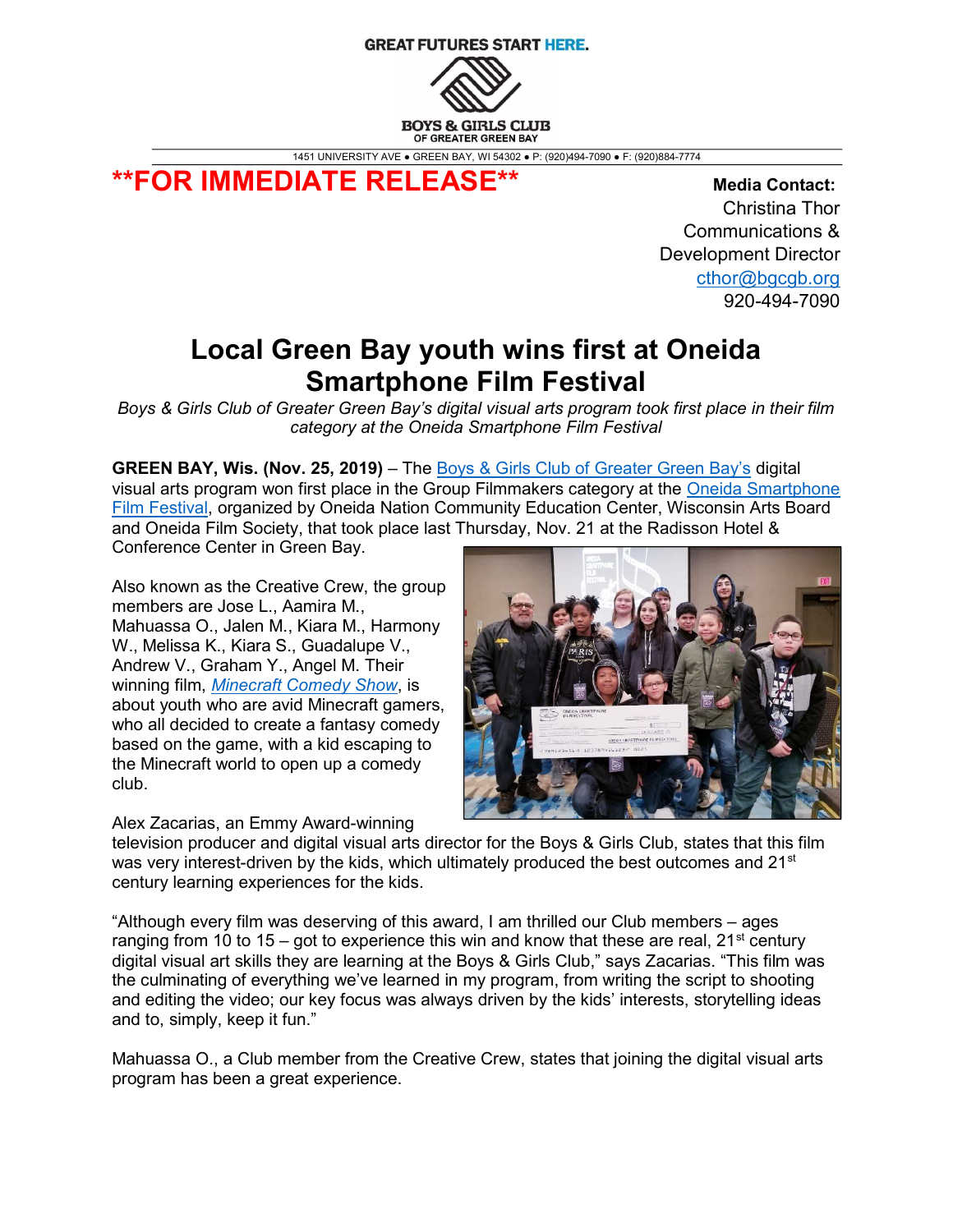GREAT FUTURES START HERE.

BOYS & GIRLS CLUB OF GREATER GREEN BAY

1451 UNIVERSITY AVE ● GREEN BAY, WI 54302 ● P: (920)494-7090 ● F: (920)884-7774

**FOR IMMEDIATE RELEASE**

**Media Contact:**
Christina Thor
Communications & Development Director
cthor@bgcgb.org
920-494-7090

# Local Green Bay youth wins first at Oneida Smartphone Film Festival

*Boys & Girls Club of Greater Green Bay's digital visual arts program took first place in their film category at the Oneida Smartphone Film Festival*

**GREEN BAY, Wis. (Nov. 25, 2019)** – The Boys & Girls Club of Greater Green Bay's digital visual arts program won first place in the Group Filmmakers category at the Oneida Smartphone Film Festival, organized by Oneida Nation Community Education Center, Wisconsin Arts Board and Oneida Film Society, that took place last Thursday, Nov. 21 at the Radisson Hotel & Conference Center in Green Bay.

Also known as the Creative Crew, the group members are Jose L., Aamira M., Mahuassa O., Jalen M., Kiara M., Harmony W., Melissa K., Kiara S., Guadalupe V., Andrew V., Graham Y., Angel M. Their winning film, *Minecraft Comedy Show*, is about youth who are avid Minecraft gamers, who all decided to create a fantasy comedy based on the game, with a kid escaping to the Minecraft world to open up a comedy club.

Alex Zacarias, an Emmy Award-winning television producer and digital visual arts director for the Boys & Girls Club, states that this film was very interest-driven by the kids, which ultimately produced the best outcomes and 21st century learning experiences for the kids.

"Although every film was deserving of this award, I am thrilled our Club members – ages ranging from 10 to 15 – got to experience this win and know that these are real, 21st century digital visual art skills they are learning at the Boys & Girls Club," says Zacarias. "This film was the culminating of everything we've learned in my program, from writing the script to shooting and editing the video; our key focus was always driven by the kids' interests, storytelling ideas and to, simply, keep it fun."

Mahuassa O., a Club member from the Creative Crew, states that joining the digital visual arts program has been a great experience.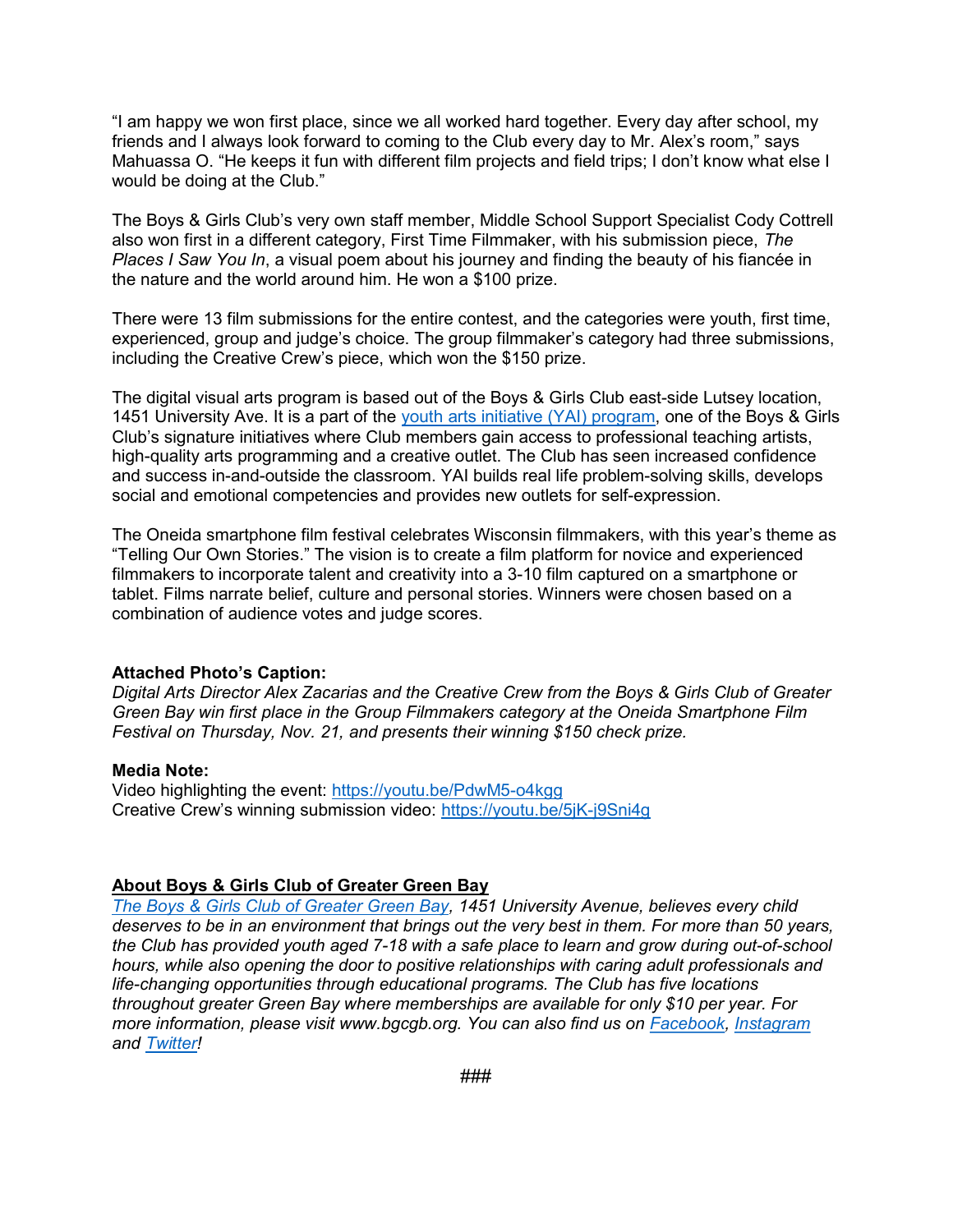"I am happy we won first place, since we all worked hard together. Every day after school, my friends and I always look forward to coming to the Club every day to Mr. Alex's room," says Mahuassa O. "He keeps it fun with different film projects and field trips; I don't know what else I would be doing at the Club."

The Boys & Girls Club's very own staff member, Middle School Support Specialist Cody Cottrell also won first in a different category, First Time Filmmaker, with his submission piece, *The Places I Saw You In*, a visual poem about his journey and finding the beauty of his fiancée in the nature and the world around him. He won a $100 prize.

There were 13 film submissions for the entire contest, and the categories were youth, first time, experienced, group and judge's choice. The group filmmaker's category had three submissions, including the Creative Crew's piece, which won the $150 prize.

The digital visual arts program is based out of the Boys & Girls Club east-side Lutsey location, 1451 University Ave. It is a part of the youth arts initiative (YAI) program, one of the Boys & Girls Club's signature initiatives where Club members gain access to professional teaching artists, high-quality arts programming and a creative outlet. The Club has seen increased confidence and success in-and-outside the classroom. YAI builds real life problem-solving skills, develops social and emotional competencies and provides new outlets for self-expression.

The Oneida smartphone film festival celebrates Wisconsin filmmakers, with this year's theme as "Telling Our Own Stories." The vision is to create a film platform for novice and experienced filmmakers to incorporate talent and creativity into a 3-10 film captured on a smartphone or tablet. Films narrate belief, culture and personal stories. Winners were chosen based on a combination of audience votes and judge scores.

**Attached Photo's Caption:**
*Digital Arts Director Alex Zacarias and the Creative Crew from the Boys & Girls Club of Greater Green Bay win first place in the Group Filmmakers category at the Oneida Smartphone Film Festival on Thursday, Nov. 21, and presents their winning $150 check prize.*

**Media Note:**
Video highlighting the event: https://youtu.be/PdwM5-o4kgg
Creative Crew's winning submission video: https://youtu.be/5jK-j9Sni4g

**About Boys & Girls Club of Greater Green Bay**

*The Boys & Girls Club of Greater Green Bay, 1451 University Avenue, believes every child deserves to be in an environment that brings out the very best in them. For more than 50 years, the Club has provided youth aged 7-18 with a safe place to learn and grow during out-of-school hours, while also opening the door to positive relationships with caring adult professionals and life-changing opportunities through educational programs. The Club has five locations throughout greater Green Bay where memberships are available for only $10 per year. For more information, please visit www.bgcgb.org. You can also find us on Facebook, Instagram and Twitter!*

###